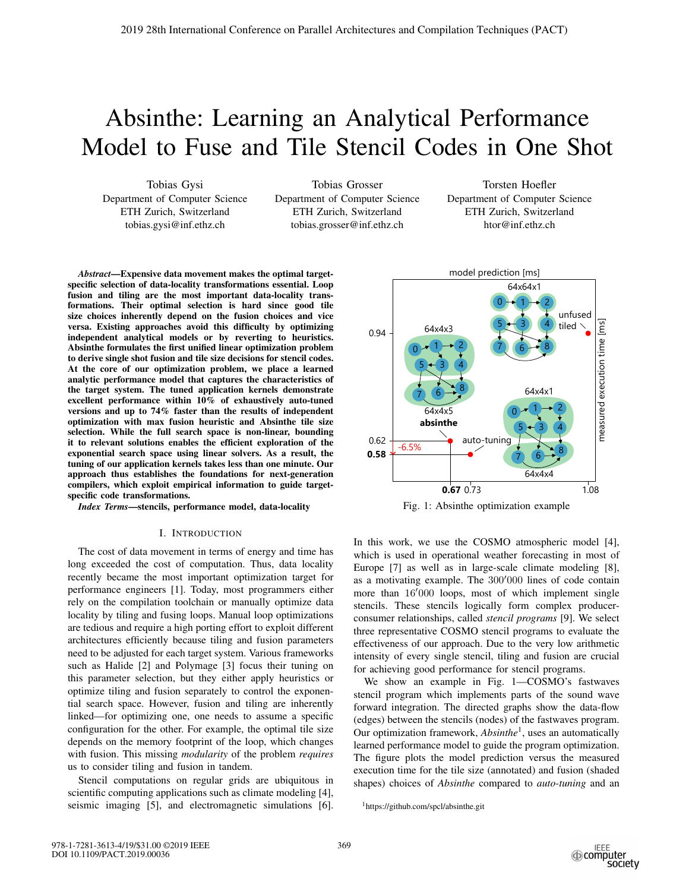# Absinthe: Learning an Analytical Performance Model to Fuse and Tile Stencil Codes in One Shot

Tobias Gysi
Department of Computer Science
ETH Zurich, Switzerland
tobias.gysi@inf.ethz.ch

Tobias Grosser
Department of Computer Science
ETH Zurich, Switzerland
tobias.grosser@inf.ethz.ch

Torsten Hoefler
Department of Computer Science
ETH Zurich, Switzerland
htor@inf.ethz.ch

***Abstract*—Expensive data movement makes the optimal target-specific selection of data-locality transformations essential. Loop fusion and tiling are the most important data-locality transformations. Their optimal selection is hard since good tile size choices inherently depend on the fusion choices and vice versa. Existing approaches avoid this difficulty by optimizing independent analytical models or by reverting to heuristics. Absinthe formulates the first unified linear optimization problem to derive single shot fusion and tile size decisions for stencil codes. At the core of our optimization problem, we place a learned analytic performance model that captures the characteristics of the target system. The tuned application kernels demonstrate excellent performance within 10% of exhaustively auto-tuned versions and up to 74% faster than the results of independent optimization with max fusion heuristic and Absinthe tile size selection. While the full search space is non-linear, bounding it to relevant solutions enables the efficient exploration of the exponential search space using linear solvers. As a result, the tuning of our application kernels takes less than one minute. Our approach thus establishes the foundations for next-generation compilers, which exploit empirical information to guide target-specific code transformations.**

***Index Terms*—stencils, performance model, data-locality**

## I. Introduction

The cost of data movement in terms of energy and time has long exceeded the cost of computation. Thus, data locality recently became the most important optimization target for performance engineers [1]. Today, most programmers either rely on the compilation toolchain or manually optimize data locality by tiling and fusing loops. Manual loop optimizations are tedious and require a high porting effort to exploit different architectures efficiently because tiling and fusion parameters need to be adjusted for each target system. Various frameworks such as Halide [2] and Polymage [3] focus their tuning on this parameter selection, but they either apply heuristics or optimize tiling and fusion separately to control the exponential search space. However, fusion and tiling are inherently linked—for optimizing one, one needs to assume a specific configuration for the other. For example, the optimal tile size depends on the memory footprint of the loop, which changes with fusion. This missing *modularity* of the problem *requires* us to consider tiling and fusion in tandem.

Stencil computations on regular grids are ubiquitous in scientific computing applications such as climate modeling [4], seismic imaging [5], and electromagnetic simulations [6].

Fig. 1: Absinthe optimization example

In this work, we use the COSMO atmospheric model [4], which is used in operational weather forecasting in most of Europe [7] as well as in large-scale climate modeling [8], as a motivating example. The $300'000$ lines of code contain more than $16'000$ loops, most of which implement single stencils. These stencils logically form complex producer-consumer relationships, called *stencil programs* [9]. We select three representative COSMO stencil programs to evaluate the effectiveness of our approach. Due to the very low arithmetic intensity of every single stencil, tiling and fusion are crucial for achieving good performance for stencil programs.

We show an example in Fig. 1—COSMO's fastwaves stencil program which implements parts of the sound wave forward integration. The directed graphs show the data-flow (edges) between the stencils (nodes) of the fastwaves program. Our optimization framework, *Absinthe*[1], uses an automatically learned performance model to guide the program optimization. The figure plots the model prediction versus the measured execution time for the tile size (annotated) and fusion (shaded shapes) choices of *Absinthe* compared to *auto-tuning* and an

[1] https://github.com/spcl/absinthe.git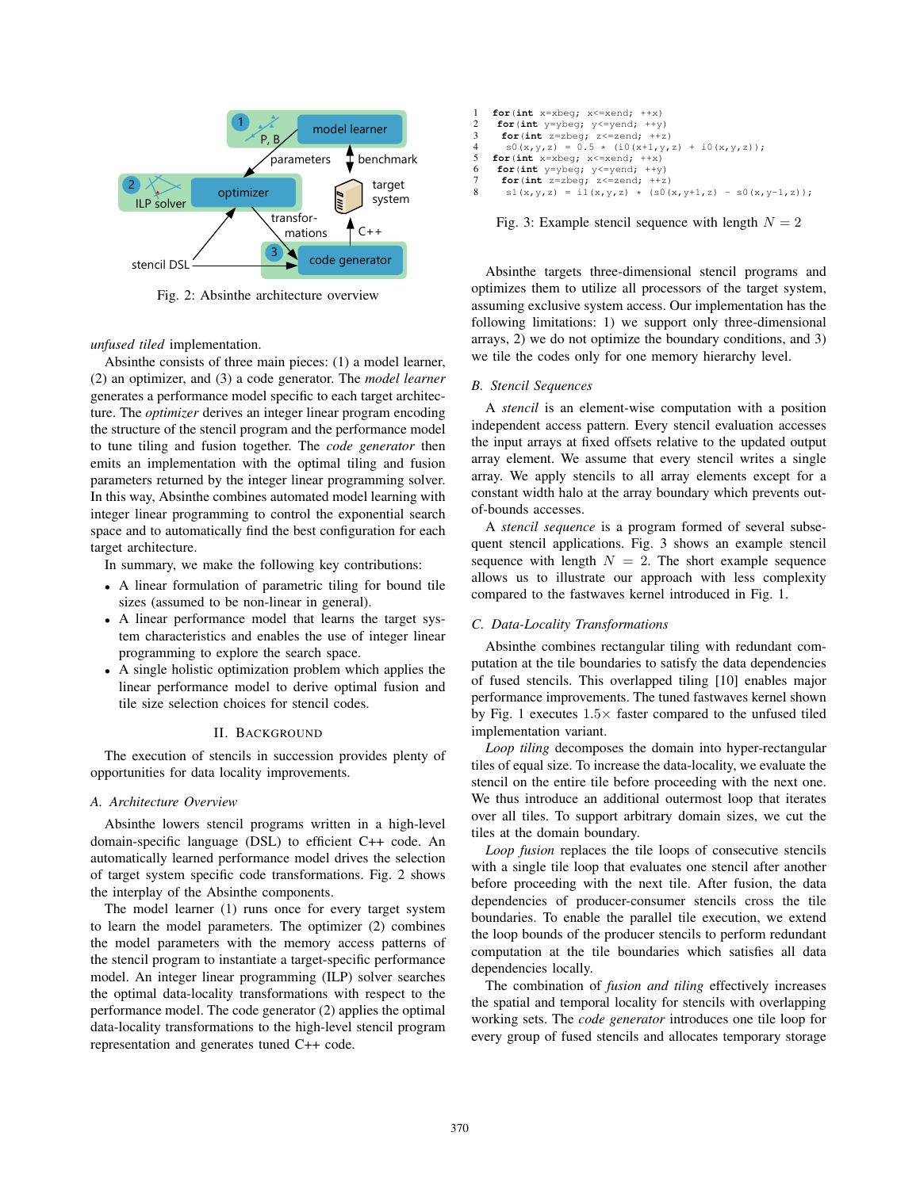Fig. 2: Absinthe architecture overview

*unfused tiled* implementation.

Absinthe consists of three main pieces: (1) a model learner, (2) an optimizer, and (3) a code generator. The *model learner* generates a performance model specific to each target architecture. The *optimizer* derives an integer linear program encoding the structure of the stencil program and the performance model to tune tiling and fusion together. The *code generator* then emits an implementation with the optimal tiling and fusion parameters returned by the integer linear programming solver. In this way, Absinthe combines automated model learning with integer linear programming to control the exponential search space and to automatically find the best configuration for each target architecture.

In summary, we make the following key contributions:

- A linear formulation of parametric tiling for bound tile sizes (assumed to be non-linear in general).
- A linear performance model that learns the target system characteristics and enables the use of integer linear programming to explore the search space.
- A single holistic optimization problem which applies the linear performance model to derive optimal fusion and tile size selection choices for stencil codes.

## II. Background

The execution of stencils in succession provides plenty of opportunities for data locality improvements.

### A. Architecture Overview

Absinthe lowers stencil programs written in a high-level domain-specific language (DSL) to efficient C++ code. An automatically learned performance model drives the selection of target system specific code transformations. Fig. 2 shows the interplay of the Absinthe components.

The model learner (1) runs once for every target system to learn the model parameters. The optimizer (2) combines the model parameters with the memory access patterns of the stencil program to instantiate a target-specific performance model. An integer linear programming (ILP) solver searches the optimal data-locality transformations with respect to the performance model. The code generator (2) applies the optimal data-locality transformations to the high-level stencil program representation and generates tuned C++ code.

```
1  for(int x=xbeg; x<=xend; ++x)
2   for(int y=ybeg; y<=yend; ++y)
3    for(int z=zbeg; z<=zend; ++z)
4     s0(x,y,z) = 0.5 * (i0(x+1,y,z) + i0(x,y,z));
5  for(int x=xbeg; x<=xend; ++x)
6   for(int y=ybeg; y<=yend; ++y)
7    for(int z=zbeg; z<=zend; ++z)
8     s1(x,y,z) = i1(x,y,z) * (s0(x,y+1,z) - s0(x,y-1,z));
```

Fig. 3: Example stencil sequence with length $N = 2$

Absinthe targets three-dimensional stencil programs and optimizes them to utilize all processors of the target system, assuming exclusive system access. Our implementation has the following limitations: 1) we support only three-dimensional arrays, 2) we do not optimize the boundary conditions, and 3) we tile the codes only for one memory hierarchy level.

### B. Stencil Sequences

A *stencil* is an element-wise computation with a position independent access pattern. Every stencil evaluation accesses the input arrays at fixed offsets relative to the updated output array element. We assume that every stencil writes a single array. We apply stencils to all array elements except for a constant width halo at the array boundary which prevents out-of-bounds accesses.

A *stencil sequence* is a program formed of several subsequent stencil applications. Fig. 3 shows an example stencil sequence with length $N = 2$. The short example sequence allows us to illustrate our approach with less complexity compared to the fastwaves kernel introduced in Fig. 1.

### C. Data-Locality Transformations

Absinthe combines rectangular tiling with redundant computation at the tile boundaries to satisfy the data dependencies of fused stencils. This overlapped tiling [10] enables major performance improvements. The tuned fastwaves kernel shown by Fig. 1 executes $1.5\times$ faster compared to the unfused tiled implementation variant.

*Loop tiling* decomposes the domain into hyper-rectangular tiles of equal size. To increase the data-locality, we evaluate the stencil on the entire tile before proceeding with the next one. We thus introduce an additional outermost loop that iterates over all tiles. To support arbitrary domain sizes, we cut the tiles at the domain boundary.

*Loop fusion* replaces the tile loops of consecutive stencils with a single tile loop that evaluates one stencil after another before proceeding with the next tile. After fusion, the data dependencies of producer-consumer stencils cross the tile boundaries. To enable the parallel tile execution, we extend the loop bounds of the producer stencils to perform redundant computation at the tile boundaries which satisfies all data dependencies locally.

The combination of *fusion and tiling* effectively increases the spatial and temporal locality for stencils with overlapping working sets. The *code generator* introduces one tile loop for every group of fused stencils and allocates temporary storage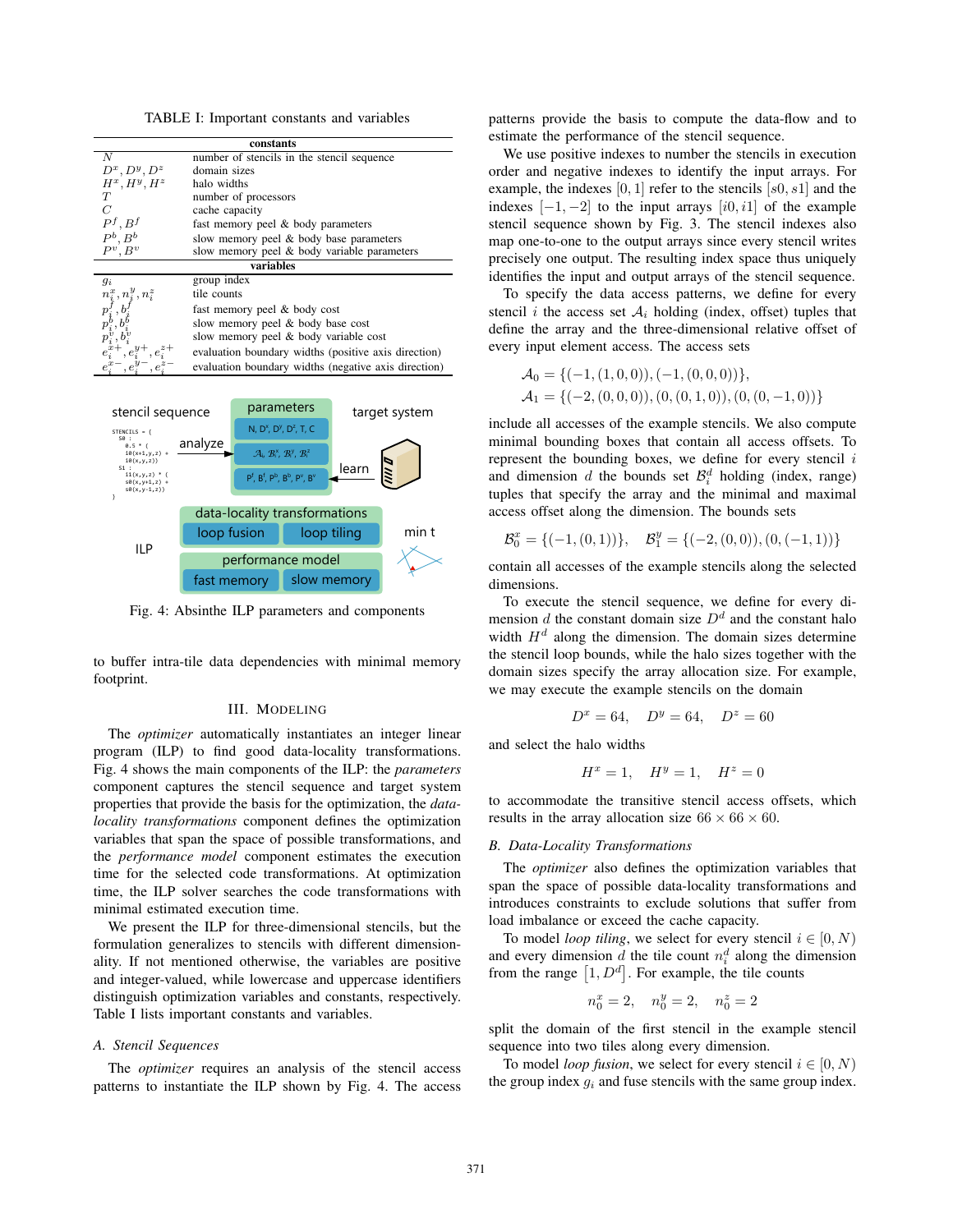TABLE I: Important constants and variables

| constants | |
|---|---|
| $N$ | number of stencils in the stencil sequence |
| $D^x, D^y, D^z$ | domain sizes |
| $H^x, H^y, H^z$ | halo widths |
| $T$ | number of processors |
| $C$ | cache capacity |
| $P^f, B^f$ | fast memory peel & body parameters |
| $P^b, B^b$ | slow memory peel & body base parameters |
| $P^v, B^v$ | slow memory peel & body variable parameters |
| **variables** | |
| $g_i$ | group index |
| $n_i^x, n_i^y, n_i^z$ | tile counts |
| $p_i^f, b_i^f$ | fast memory peel & body cost |
| $p_i^b, b_i^b$ | slow memory peel & body base cost |
| $p_i^v, b_i^v$ | slow memory peel & body variable cost |
| $e_i^{x+}, e_i^{y+}, e_i^{z+}$ | evaluation boundary widths (positive axis direction) |
| $e_i^{x-}, e_i^{y-}, e_i^{z-}$ | evaluation boundary widths (negative axis direction) |

Fig. 4: Absinthe ILP parameters and components

to buffer intra-tile data dependencies with minimal memory footprint.

## III. Modeling

The *optimizer* automatically instantiates an integer linear program (ILP) to find good data-locality transformations. Fig. 4 shows the main components of the ILP: the *parameters* component captures the stencil sequence and target system properties that provide the basis for the optimization, the *data-locality transformations* component defines the optimization variables that span the space of possible transformations, and the *performance model* component estimates the execution time for the selected code transformations. At optimization time, the ILP solver searches the code transformations with minimal estimated execution time.

We present the ILP for three-dimensional stencils, but the formulation generalizes to stencils with different dimensionality. If not mentioned otherwise, the variables are positive and integer-valued, while lowercase and uppercase identifiers distinguish optimization variables and constants, respectively. Table I lists important constants and variables.

### A. Stencil Sequences

The *optimizer* requires an analysis of the stencil access patterns to instantiate the ILP shown by Fig. 4. The access patterns provide the basis to compute the data-flow and to estimate the performance of the stencil sequence.

We use positive indexes to number the stencils in execution order and negative indexes to identify the input arrays. For example, the indexes $[0, 1]$ refer to the stencils $[s0, s1]$ and the indexes $[-1, -2]$ to the input arrays $[i0, i1]$ of the example stencil sequence shown by Fig. 3. The stencil indexes also map one-to-one to the output arrays since every stencil writes precisely one output. The resulting index space thus uniquely identifies the input and output arrays of the stencil sequence.

To specify the data access patterns, we define for every stencil $i$ the access set $\mathcal{A}_i$ holding (index, offset) tuples that define the array and the three-dimensional relative offset of every input element access. The access sets

$$\mathcal{A}_0 = \{(-1, (1, 0, 0)), (-1, (0, 0, 0))\},$$
$$\mathcal{A}_1 = \{(-2, (0, 0, 0)), (0, (0, 1, 0)), (0, (0, -1, 0))\}$$

include all accesses of the example stencils. We also compute minimal bounding boxes that contain all access offsets. To represent the bounding boxes, we define for every stencil $i$ and dimension $d$ the bounds set $\mathcal{B}_i^d$ holding (index, range) tuples that specify the array and the minimal and maximal access offset along the dimension. The bounds sets

$$\mathcal{B}_0^x = \{(-1, (0, 1))\}, \quad \mathcal{B}_1^y = \{(-2, (0, 0)), (0, (-1, 1))\}$$

contain all accesses of the example stencils along the selected dimensions.

To execute the stencil sequence, we define for every dimension $d$ the constant domain size $D^d$ and the constant halo width $H^d$ along the dimension. The domain sizes determine the stencil loop bounds, while the halo sizes together with the domain sizes specify the array allocation size. For example, we may execute the example stencils on the domain

$$D^x = 64, \quad D^y = 64, \quad D^z = 60$$

and select the halo widths

$$H^x = 1, \quad H^y = 1, \quad H^z = 0$$

to accommodate the transitive stencil access offsets, which results in the array allocation size $66 \times 66 \times 60$.

### B. Data-Locality Transformations

The *optimizer* also defines the optimization variables that span the space of possible data-locality transformations and introduces constraints to exclude solutions that suffer from load imbalance or exceed the cache capacity.

To model *loop tiling*, we select for every stencil $i \in [0, N)$ and every dimension $d$ the tile count $n_i^d$ along the dimension from the range $\left[1, D^d\right]$. For example, the tile counts

$$n_0^x = 2, \quad n_0^y = 2, \quad n_0^z = 2$$

split the domain of the first stencil in the example stencil sequence into two tiles along every dimension.

To model *loop fusion*, we select for every stencil $i \in [0, N)$ the group index $g_i$ and fuse stencils with the same group index.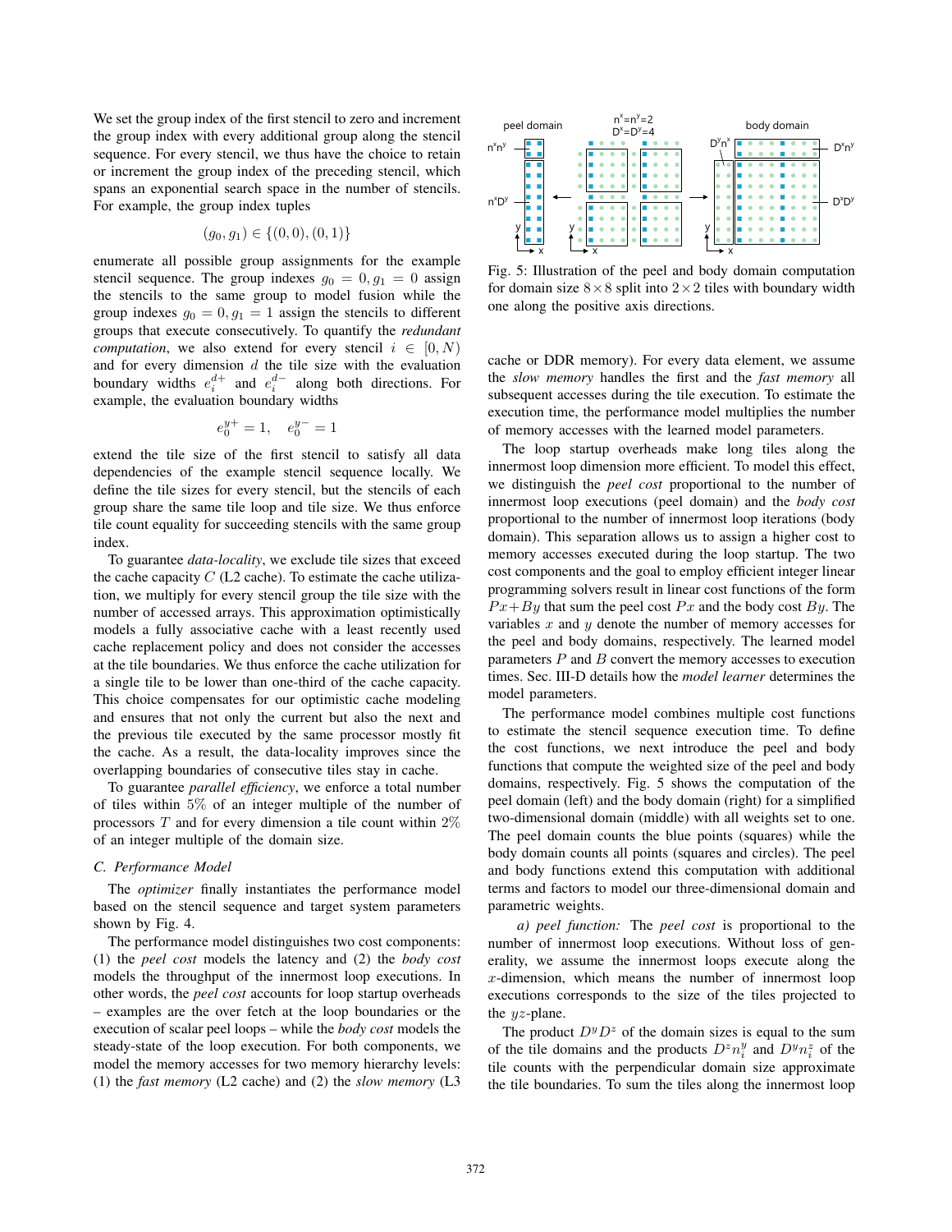We set the group index of the first stencil to zero and increment the group index with every additional group along the stencil sequence. For every stencil, we thus have the choice to retain or increment the group index of the preceding stencil, which spans an exponential search space in the number of stencils. For example, the group index tuples

$$(g_0, g_1) \in \{(0,0), (0,1)\}$$

enumerate all possible group assignments for the example stencil sequence. The group indexes $g_0 = 0, g_1 = 0$ assign the stencils to the same group to model fusion while the group indexes $g_0 = 0, g_1 = 1$ assign the stencils to different groups that execute consecutively. To quantify the *redundant computation*, we also extend for every stencil $i \in [0, N)$ and for every dimension $d$ the tile size with the evaluation boundary widths $e_i^{d+}$ and $e_i^{d-}$ along both directions. For example, the evaluation boundary widths

$$e_0^{y+} = 1, \quad e_0^{y-} = 1$$

extend the tile size of the first stencil to satisfy all data dependencies of the example stencil sequence locally. We define the tile sizes for every stencil, but the stencils of each group share the same tile loop and tile size. We thus enforce tile count equality for succeeding stencils with the same group index.

To guarantee *data-locality*, we exclude tile sizes that exceed the cache capacity $C$ (L2 cache). To estimate the cache utilization, we multiply for every stencil group the tile size with the number of accessed arrays. This approximation optimistically models a fully associative cache with a least recently used cache replacement policy and does not consider the accesses at the tile boundaries. We thus enforce the cache utilization for a single tile to be lower than one-third of the cache capacity. This choice compensates for our optimistic cache modeling and ensures that not only the current but also the next and the previous tile executed by the same processor mostly fit the cache. As a result, the data-locality improves since the overlapping boundaries of consecutive tiles stay in cache.

To guarantee *parallel efficiency*, we enforce a total number of tiles within 5% of an integer multiple of the number of processors $T$ and for every dimension a tile count within 2% of an integer multiple of the domain size.

### C. Performance Model

The *optimizer* finally instantiates the performance model based on the stencil sequence and target system parameters shown by Fig. 4.

The performance model distinguishes two cost components: (1) the *peel cost* models the latency and (2) the *body cost* models the throughput of the innermost loop executions. In other words, the *peel cost* accounts for loop startup overheads – examples are the over fetch at the loop boundaries or the execution of scalar peel loops – while the *body cost* models the steady-state of the loop execution. For both components, we model the memory accesses for two memory hierarchy levels: (1) the *fast memory* (L2 cache) and (2) the *slow memory* (L3 cache or DDR memory). For every data element, we assume the *slow memory* handles the first and the *fast memory* all subsequent accesses during the tile execution. To estimate the execution time, the performance model multiplies the number of memory accesses with the learned model parameters.

Fig. 5: Illustration of the peel and body domain computation for domain size $8 \times 8$ split into $2 \times 2$ tiles with boundary width one along the positive axis directions.

The loop startup overheads make long tiles along the innermost loop dimension more efficient. To model this effect, we distinguish the *peel cost* proportional to the number of innermost loop executions (peel domain) and the *body cost* proportional to the number of innermost loop iterations (body domain). This separation allows us to assign a higher cost to memory accesses executed during the loop startup. The two cost components and the goal to employ efficient integer linear programming solvers result in linear cost functions of the form $Px + By$ that sum the peel cost $Px$ and the body cost $By$. The variables $x$ and $y$ denote the number of memory accesses for the peel and body domains, respectively. The learned model parameters $P$ and $B$ convert the memory accesses to execution times. Sec. III-D details how the *model learner* determines the model parameters.

The performance model combines multiple cost functions to estimate the stencil sequence execution time. To define the cost functions, we next introduce the peel and body functions that compute the weighted size of the peel and body domains, respectively. Fig. 5 shows the computation of the peel domain (left) and the body domain (right) for a simplified two-dimensional domain (middle) with all weights set to one. The peel domain counts the blue points (squares) while the body domain counts all points (squares and circles). The peel and body functions extend this computation with additional terms and factors to model our three-dimensional domain and parametric weights.

*a) peel function:* The *peel cost* is proportional to the number of innermost loop executions. Without loss of generality, we assume the innermost loops execute along the $x$-dimension, which means the number of innermost loop executions corresponds to the size of the tiles projected to the $yz$-plane.

The product $D^y D^z$ of the domain sizes is equal to the sum of the tile domains and the products $D^z n_i^y$ and $D^y n_i^z$ of the tile counts with the perpendicular domain size approximate the tile boundaries. To sum the tiles along the innermost loop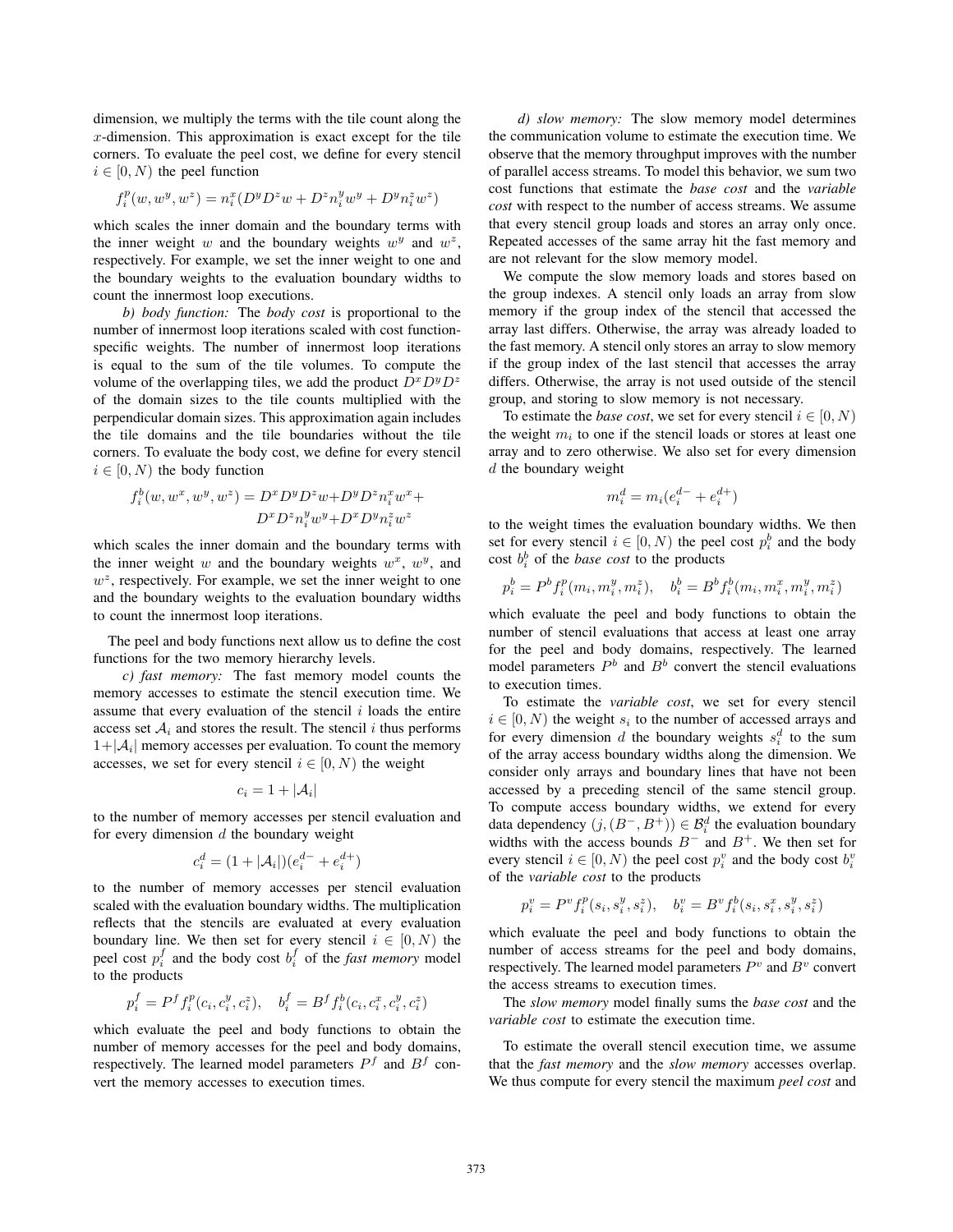dimension, we multiply the terms with the tile count along the $x$-dimension. This approximation is exact except for the tile corners. To evaluate the peel cost, we define for every stencil $i \in [0, N)$ the peel function

$$f_i^p(w, w^y, w^z) = n_i^x(D^y D^z w + D^z n_i^y w^y + D^y n_i^z w^z)$$

which scales the inner domain and the boundary terms with the inner weight $w$ and the boundary weights $w^y$ and $w^z$, respectively. For example, we set the inner weight to one and the boundary weights to the evaluation boundary widths to count the innermost loop executions.

*b) body function:* The *body cost* is proportional to the number of innermost loop iterations scaled with cost function-specific weights. The number of innermost loop iterations is equal to the sum of the tile volumes. To compute the volume of the overlapping tiles, we add the product $D^x D^y D^z$ of the domain sizes to the tile counts multiplied with the perpendicular domain sizes. This approximation again includes the tile domains and the tile boundaries without the tile corners. To evaluate the body cost, we define for every stencil $i \in [0, N)$ the body function

$$f_i^b(w, w^x, w^y, w^z) = D^x D^y D^z w + D^y D^z n_i^x w^x + D^x D^z n_i^y w^y + D^x D^y n_i^z w^z$$

which scales the inner domain and the boundary terms with the inner weight $w$ and the boundary weights $w^x$, $w^y$, and $w^z$, respectively. For example, we set the inner weight to one and the boundary weights to the evaluation boundary widths to count the innermost loop iterations.

The peel and body functions next allow us to define the cost functions for the two memory hierarchy levels.

*c) fast memory:* The fast memory model counts the memory accesses to estimate the stencil execution time. We assume that every evaluation of the stencil $i$ loads the entire access set $\mathcal{A}_i$ and stores the result. The stencil $i$ thus performs $1+|\mathcal{A}_i|$ memory accesses per evaluation. To count the memory accesses, we set for every stencil $i \in [0, N)$ the weight

$$c_i = 1 + |\mathcal{A}_i|$$

to the number of memory accesses per stencil evaluation and for every dimension $d$ the boundary weight

$$c_i^d = (1 + |\mathcal{A}_i|)(e_i^{d-} + e_i^{d+})$$

to the number of memory accesses per stencil evaluation scaled with the evaluation boundary widths. The multiplication reflects that the stencils are evaluated at every evaluation boundary line. We then set for every stencil $i \in [0, N)$ the peel cost $p_i^f$ and the body cost $b_i^f$ of the *fast memory* model to the products

$$p_i^f = P^f f_i^p(c_i, c_i^y, c_i^z), \quad b_i^f = B^f f_i^b(c_i, c_i^x, c_i^y, c_i^z)$$

which evaluate the peel and body functions to obtain the number of memory accesses for the peel and body domains, respectively. The learned model parameters $P^f$ and $B^f$ convert the memory accesses to execution times.

*d) slow memory:* The slow memory model determines the communication volume to estimate the execution time. We observe that the memory throughput improves with the number of parallel access streams. To model this behavior, we sum two cost functions that estimate the *base cost* and the *variable cost* with respect to the number of access streams. We assume that every stencil group loads and stores an array only once. Repeated accesses of the same array hit the fast memory and are not relevant for the slow memory model.

We compute the slow memory loads and stores based on the group indexes. A stencil only loads an array from slow memory if the group index of the stencil that accessed the array last differs. Otherwise, the array was already loaded to the fast memory. A stencil only stores an array to slow memory if the group index of the last stencil that accesses the array differs. Otherwise, the array is not used outside of the stencil group, and storing to slow memory is not necessary.

To estimate the *base cost*, we set for every stencil $i \in [0, N)$ the weight $m_i$ to one if the stencil loads or stores at least one array and to zero otherwise. We also set for every dimension $d$ the boundary weight

$$m_i^d = m_i(e_i^{d-} + e_i^{d+})$$

to the weight times the evaluation boundary widths. We then set for every stencil $i \in [0, N)$ the peel cost $p_i^b$ and the body cost $b_i^b$ of the *base cost* to the products

$$p_i^b = P^b f_i^p(m_i, m_i^y, m_i^z), \quad b_i^b = B^b f_i^b(m_i, m_i^x, m_i^y, m_i^z)$$

which evaluate the peel and body functions to obtain the number of stencil evaluations that access at least one array for the peel and body domains, respectively. The learned model parameters $P^b$ and $B^b$ convert the stencil evaluations to execution times.

To estimate the *variable cost*, we set for every stencil $i \in [0, N)$ the weight $s_i$ to the number of accessed arrays and for every dimension $d$ the boundary weights $s_i^d$ to the sum of the array access boundary widths along the dimension. We consider only arrays and boundary lines that have not been accessed by a preceding stencil of the same stencil group. To compute access boundary widths, we extend for every data dependency $(j, (B^-, B^+)) \in \mathcal{B}_i^d$ the evaluation boundary widths with the access bounds $B^-$ and $B^+$. We then set for every stencil $i \in [0, N)$ the peel cost $p_i^v$ and the body cost $b_i^v$ of the *variable cost* to the products

$$p_i^v = P^v f_i^p(s_i, s_i^y, s_i^z), \quad b_i^v = B^v f_i^b(s_i, s_i^x, s_i^y, s_i^z)$$

which evaluate the peel and body functions to obtain the number of access streams for the peel and body domains, respectively. The learned model parameters $P^v$ and $B^v$ convert the access streams to execution times.

The *slow memory* model finally sums the *base cost* and the *variable cost* to estimate the execution time.

To estimate the overall stencil execution time, we assume that the *fast memory* and the *slow memory* accesses overlap. We thus compute for every stencil the maximum *peel cost* and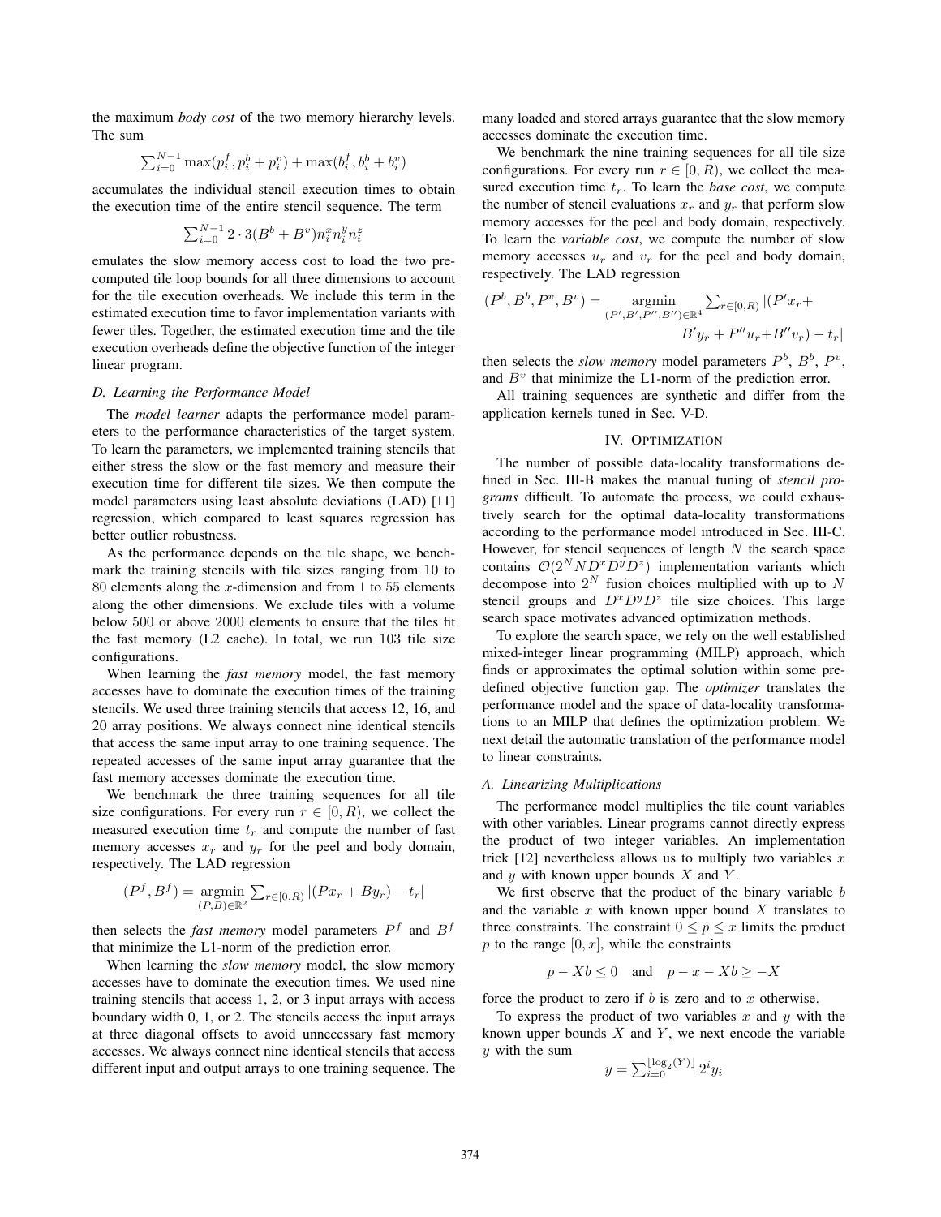the maximum *body cost* of the two memory hierarchy levels. The sum

$$\sum_{i=0}^{N-1} \max(p_i^f, p_i^b + p_i^v) + \max(b_i^f, b_i^b + b_i^v)$$

accumulates the individual stencil execution times to obtain the execution time of the entire stencil sequence. The term

$$\sum_{i=0}^{N-1} 2 \cdot 3(B^b + B^v) n_i^x n_i^y n_i^z$$

emulates the slow memory access cost to load the two pre-computed tile loop bounds for all three dimensions to account for the tile execution overheads. We include this term in the estimated execution time to favor implementation variants with fewer tiles. Together, the estimated execution time and the tile execution overheads define the objective function of the integer linear program.

### D. Learning the Performance Model

The *model learner* adapts the performance model parameters to the performance characteristics of the target system. To learn the parameters, we implemented training stencils that either stress the slow or the fast memory and measure their execution time for different tile sizes. We then compute the model parameters using least absolute deviations (LAD) [11] regression, which compared to least squares regression has better outlier robustness.

As the performance depends on the tile shape, we benchmark the training stencils with tile sizes ranging from 10 to 80 elements along the $x$-dimension and from 1 to 55 elements along the other dimensions. We exclude tiles with a volume below 500 or above 2000 elements to ensure that the tiles fit the fast memory (L2 cache). In total, we run 103 tile size configurations.

When learning the *fast memory* model, the fast memory accesses have to dominate the execution times of the training stencils. We used three training stencils that access 12, 16, and 20 array positions. We always connect nine identical stencils that access the same input array to one training sequence. The repeated accesses of the same input array guarantee that the fast memory accesses dominate the execution time.

We benchmark the three training sequences for all tile size configurations. For every run $r \in [0, R)$, we collect the measured execution time $t_r$ and compute the number of fast memory accesses $x_r$ and $y_r$ for the peel and body domain, respectively. The LAD regression

$$(P^f, B^f) = \underset{(P,B)\in\mathbb{R}^2}{\operatorname{argmin}} \sum_{r\in[0,R)} |(Px_r + By_r) - t_r|$$

then selects the *fast memory* model parameters $P^f$ and $B^f$ that minimize the L1-norm of the prediction error.

When learning the *slow memory* model, the slow memory accesses have to dominate the execution times. We used nine training stencils that access 1, 2, or 3 input arrays with access boundary width 0, 1, or 2. The stencils access the input arrays at three diagonal offsets to avoid unnecessary fast memory accesses. We always connect nine identical stencils that access different input and output arrays to one training sequence. The many loaded and stored arrays guarantee that the slow memory accesses dominate the execution time.

We benchmark the nine training sequences for all tile size configurations. For every run $r \in [0, R)$, we collect the measured execution time $t_r$. To learn the *base cost*, we compute the number of stencil evaluations $x_r$ and $y_r$ that perform slow memory accesses for the peel and body domain, respectively. To learn the *variable cost*, we compute the number of slow memory accesses $u_r$ and $v_r$ for the peel and body domain, respectively. The LAD regression

$$(P^b, B^b, P^v, B^v) = \underset{(P',B',P'',B'')\in\mathbb{R}^4}{\operatorname{argmin}} \sum_{r\in[0,R)} |(P'x_r + B'y_r + P''u_r + B''v_r) - t_r|$$

then selects the *slow memory* model parameters $P^b$, $B^b$, $P^v$, and $B^v$ that minimize the L1-norm of the prediction error.

All training sequences are synthetic and differ from the application kernels tuned in Sec. V-D.

## IV. Optimization

The number of possible data-locality transformations defined in Sec. III-B makes the manual tuning of *stencil programs* difficult. To automate the process, we could exhaustively search for the optimal data-locality transformations according to the performance model introduced in Sec. III-C. However, for stencil sequences of length $N$ the search space contains $\mathcal{O}(2^N N D^x D^y D^z)$ implementation variants which decompose into $2^N$ fusion choices multiplied with up to $N$ stencil groups and $D^x D^y D^z$ tile size choices. This large search space motivates advanced optimization methods.

To explore the search space, we rely on the well established mixed-integer linear programming (MILP) approach, which finds or approximates the optimal solution within some predefined objective function gap. The *optimizer* translates the performance model and the space of data-locality transformations to an MILP that defines the optimization problem. We next detail the automatic translation of the performance model to linear constraints.

### A. Linearizing Multiplications

The performance model multiplies the tile count variables with other variables. Linear programs cannot directly express the product of two integer variables. An implementation trick [12] nevertheless allows us to multiply two variables $x$ and $y$ with known upper bounds $X$ and $Y$.

We first observe that the product of the binary variable $b$ and the variable $x$ with known upper bound $X$ translates to three constraints. The constraint $0 \leq p \leq x$ limits the product $p$ to the range $[0, x]$, while the constraints

$$p - Xb \leq 0 \quad \text{and} \quad p - x - Xb \geq -X$$

force the product to zero if $b$ is zero and to $x$ otherwise.

To express the product of two variables $x$ and $y$ with the known upper bounds $X$ and $Y$, we next encode the variable $y$ with the sum

$$y = \sum_{i=0}^{\lfloor \log_2(Y) \rfloor} 2^i y_i$$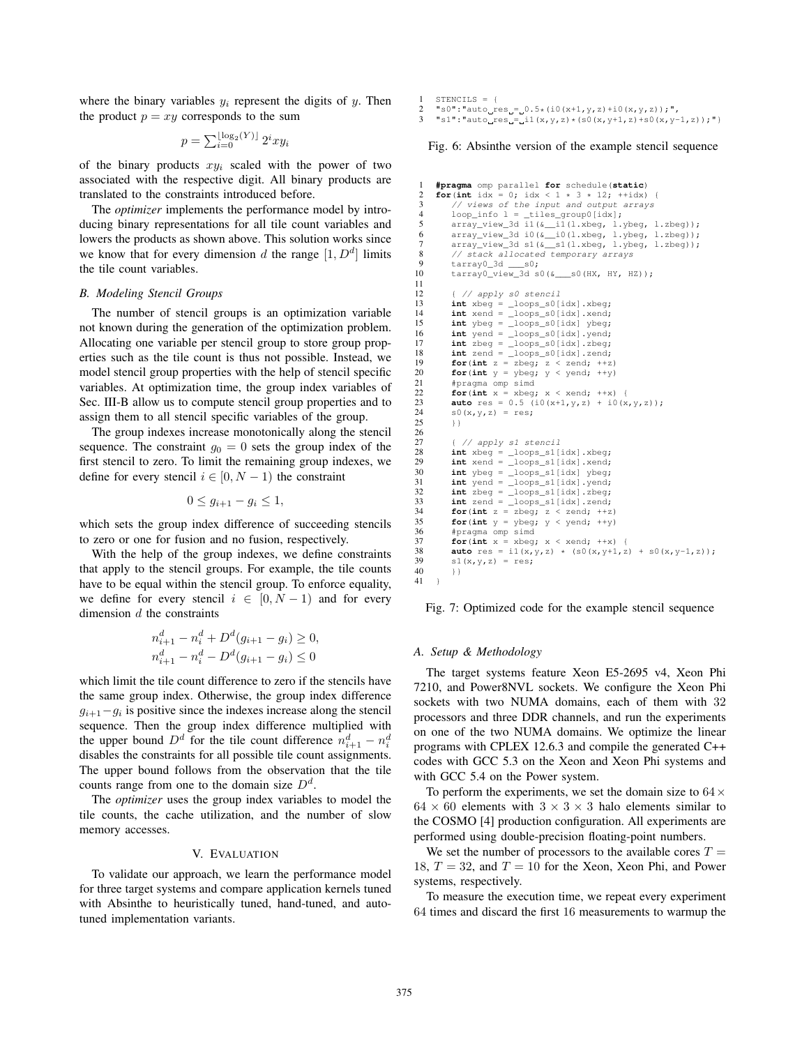where the binary variables $y_i$ represent the digits of $y$. Then the product $p = xy$ corresponds to the sum

$$p = \sum_{i=0}^{\lfloor \log_2(Y) \rfloor} 2^i x y_i$$

of the binary products $xy_i$ scaled with the power of two associated with the respective digit. All binary products are translated to the constraints introduced before.

The *optimizer* implements the performance model by introducing binary representations for all tile count variables and lowers the products as shown above. This solution works since we know that for every dimension $d$ the range $[1, D^d]$ limits the tile count variables.

### *B. Modeling Stencil Groups*

The number of stencil groups is an optimization variable not known during the generation of the optimization problem. Allocating one variable per stencil group to store group properties such as the tile count is thus not possible. Instead, we model stencil group properties with the help of stencil specific variables. At optimization time, the group index variables of Sec. III-B allow us to compute stencil group properties and to assign them to all stencil specific variables of the group.

The group indexes increase monotonically along the stencil sequence. The constraint $g_0 = 0$ sets the group index of the first stencil to zero. To limit the remaining group indexes, we define for every stencil $i \in [0, N-1)$ the constraint

$$0 \leq g_{i+1} - g_i \leq 1,$$

which sets the group index difference of succeeding stencils to zero or one for fusion and no fusion, respectively.

With the help of the group indexes, we define constraints that apply to the stencil groups. For example, the tile counts have to be equal within the stencil group. To enforce equality, we define for every stencil $i \in [0, N-1)$ and for every dimension $d$ the constraints

$$n_{i+1}^d - n_i^d + D^d(g_{i+1} - g_i) \geq 0,$$
$$n_{i+1}^d - n_i^d - D^d(g_{i+1} - g_i) \leq 0$$

which limit the tile count difference to zero if the stencils have the same group index. Otherwise, the group index difference $g_{i+1} - g_i$ is positive since the indexes increase along the stencil sequence. Then the group index difference multiplied with the upper bound $D^d$ for the tile count difference $n_{i+1}^d - n_i^d$ disables the constraints for all possible tile count assignments. The upper bound follows from the observation that the tile counts range from one to the domain size $D^d$.

The *optimizer* uses the group index variables to model the tile counts, the cache utilization, and the number of slow memory accesses.

## V. Evaluation

To validate our approach, we learn the performance model for three target systems and compare application kernels tuned with Absinthe to heuristically tuned, hand-tuned, and auto-tuned implementation variants.

```
1  STENCILS = {
2  "s0":"auto res = 0.5*(i0(x+1,y,z)+i0(x,y,z));",
3  "s1":"auto res = i1(x,y,z)*(s0(x,y+1,z)+s0(x,y-1,z));"}
```

Fig. 6: Absinthe version of the example stencil sequence

```
1  #pragma omp parallel for schedule(static)
2  for(int idx = 0; idx < 1 * 3 * 12; ++idx) {
3      // views of the input and output arrays
4      loop_info l = _tiles_group0[idx];
5      array_view_3d i1(&__i1(l.xbeg, l.ybeg, l.zbeg));
6      array_view_3d i0(&__i0(l.xbeg, l.ybeg, l.zbeg));
7      array_view_3d s1(&__s1(l.xbeg, l.ybeg, l.zbeg));
8      // stack allocated temporary arrays
9      tarray0_3d ___s0;
10     tarray0_view_3d s0(&___s0(HX, HY, HZ));
11
12     { // apply s0 stencil
13     int xbeg = _loops_s0[idx].xbeg;
14     int xend = _loops_s0[idx].xend;
15     int ybeg = _loops_s0[idx] ybeg;
16     int yend = _loops_s0[idx].yend;
17     int zbeg = _loops_s0[idx].zbeg;
18     int zend = _loops_s0[idx].zend;
19     for(int z = zbeg; z < zend; ++z)
20     for(int y = ybeg; y < yend; ++y)
21     #pragma omp simd
22     for(int x = xbeg; x < xend; ++x) {
23     auto res = 0.5 (i0(x+1,y,z) + i0(x,y,z));
24     s0(x,y,z) = res;
25     }}
26
27     { // apply s1 stencil
28     int xbeg = _loops_s1[idx].xbeg;
29     int xend = _loops_s1[idx].xend;
30     int ybeg = _loops_s1[idx] ybeg;
31     int yend = _loops_s1[idx].yend;
32     int zbeg = _loops_s1[idx].zbeg;
33     int zend = _loops_s1[idx].zend;
34     for(int z = zbeg; z < zend; ++z)
35     for(int y = ybeg; y < yend; ++y)
36     #pragma omp simd
37     for(int x = xbeg; x < xend; ++x) {
38     auto res = i1(x,y,z) * (s0(x,y+1,z) + s0(x,y-1,z));
39     s1(x,y,z) = res;
40     }}
41 }
```

Fig. 7: Optimized code for the example stencil sequence

### *A. Setup & Methodology*

The target systems feature Xeon E5-2695 v4, Xeon Phi 7210, and Power8NVL sockets. We configure the Xeon Phi sockets with two NUMA domains, each of them with 32 processors and three DDR channels, and run the experiments on one of the two NUMA domains. We optimize the linear programs with CPLEX 12.6.3 and compile the generated C++ codes with GCC 5.3 on the Xeon and Xeon Phi systems and with GCC 5.4 on the Power system.

To perform the experiments, we set the domain size to $64 \times 64 \times 60$ elements with $3 \times 3 \times 3$ halo elements similar to the COSMO [4] production configuration. All experiments are performed using double-precision floating-point numbers.

We set the number of processors to the available cores $T = 18$, $T = 32$, and $T = 10$ for the Xeon, Xeon Phi, and Power systems, respectively.

To measure the execution time, we repeat every experiment 64 times and discard the first 16 measurements to warmup the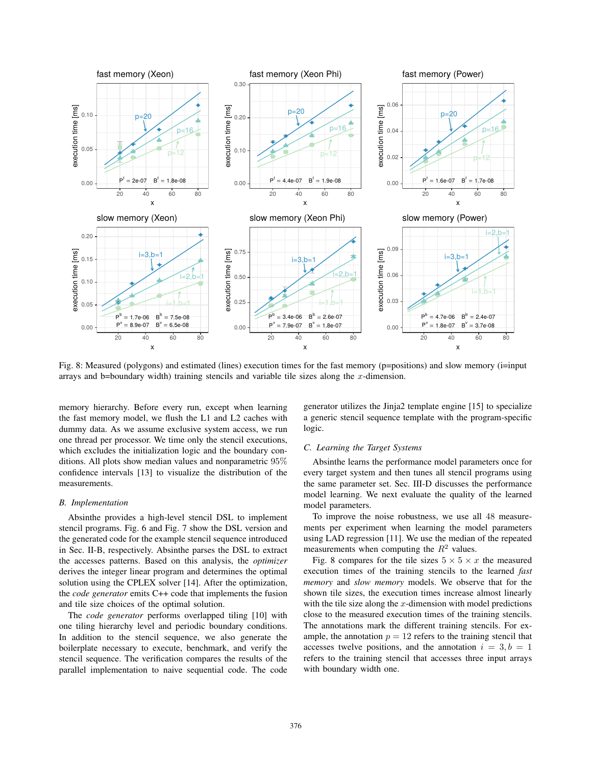Fig. 8: Measured (polygons) and estimated (lines) execution times for the fast memory (p=positions) and slow memory (i=input arrays and b=boundary width) training stencils and variable tile sizes along the $x$-dimension.

memory hierarchy. Before every run, except when learning the fast memory model, we flush the L1 and L2 caches with dummy data. As we assume exclusive system access, we run one thread per processor. We time only the stencil executions, which excludes the initialization logic and the boundary conditions. All plots show median values and nonparametric 95% confidence intervals [13] to visualize the distribution of the measurements.

### B. Implementation

Absinthe provides a high-level stencil DSL to implement stencil programs. Fig. 6 and Fig. 7 show the DSL version and the generated code for the example stencil sequence introduced in Sec. II-B, respectively. Absinthe parses the DSL to extract the accesses patterns. Based on this analysis, the *optimizer* derives the integer linear program and determines the optimal solution using the CPLEX solver [14]. After the optimization, the *code generator* emits C++ code that implements the fusion and tile size choices of the optimal solution.

The *code generator* performs overlapped tiling [10] with one tiling hierarchy level and periodic boundary conditions. In addition to the stencil sequence, we also generate the boilerplate necessary to execute, benchmark, and verify the stencil sequence. The verification compares the results of the parallel implementation to naive sequential code. The code generator utilizes the Jinja2 template engine [15] to specialize a generic stencil sequence template with the program-specific logic.

### C. Learning the Target Systems

Absinthe learns the performance model parameters once for every target system and then tunes all stencil programs using the same parameter set. Sec. III-D discusses the performance model learning. We next evaluate the quality of the learned model parameters.

To improve the noise robustness, we use all 48 measurements per experiment when learning the model parameters using LAD regression [11]. We use the median of the repeated measurements when computing the $R^2$ values.

Fig. 8 compares for the tile sizes $5 \times 5 \times x$ the measured execution times of the training stencils to the learned *fast memory* and *slow memory* models. We observe that for the shown tile sizes, the execution times increase almost linearly with the tile size along the $x$-dimension with model predictions close to the measured execution times of the training stencils. The annotations mark the different training stencils. For example, the annotation $p = 12$ refers to the training stencil that accesses twelve positions, and the annotation $i = 3, b = 1$ refers to the training stencil that accesses three input arrays with boundary width one.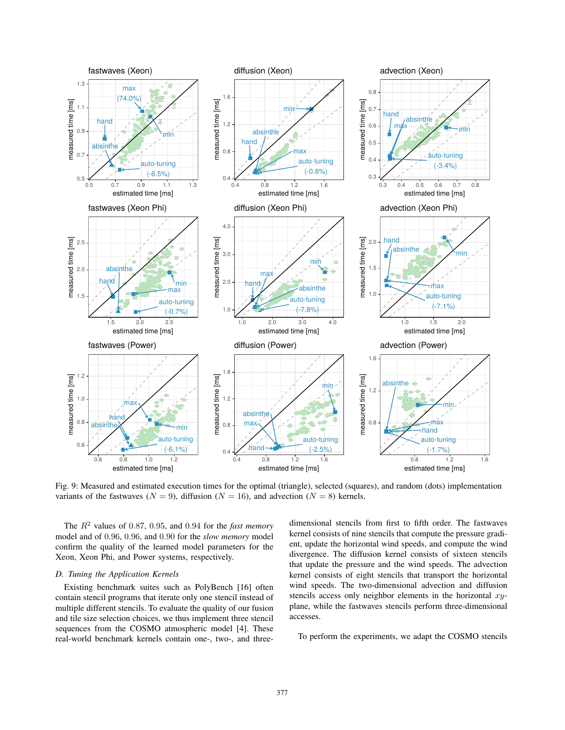Fig. 9: Measured and estimated execution times for the optimal (triangle), selected (squares), and random (dots) implementation variants of the fastwaves ($N = 9$), diffusion ($N = 16$), and advection ($N = 8$) kernels.

The $R^2$ values of 0.87, 0.95, and 0.94 for the *fast memory* model and of 0.96, 0.96, and 0.90 for the *slow memory* model confirm the quality of the learned model parameters for the Xeon, Xeon Phi, and Power systems, respectively.

### D. Tuning the Application Kernels

Existing benchmark suites such as PolyBench [16] often contain stencil programs that iterate only one stencil instead of multiple different stencils. To evaluate the quality of our fusion and tile size selection choices, we thus implement three stencil sequences from the COSMO atmospheric model [4]. These real-world benchmark kernels contain one-, two-, and three-dimensional stencils from first to fifth order. The fastwaves kernel consists of nine stencils that compute the pressure gradient, update the horizontal wind speeds, and compute the wind divergence. The diffusion kernel consists of sixteen stencils that update the pressure and the wind speeds. The advection kernel consists of eight stencils that transport the horizontal wind speeds. The two-dimensional advection and diffusion stencils access only neighbor elements in the horizontal $xy$-plane, while the fastwaves stencils perform three-dimensional accesses.

To perform the experiments, we adapt the COSMO stencils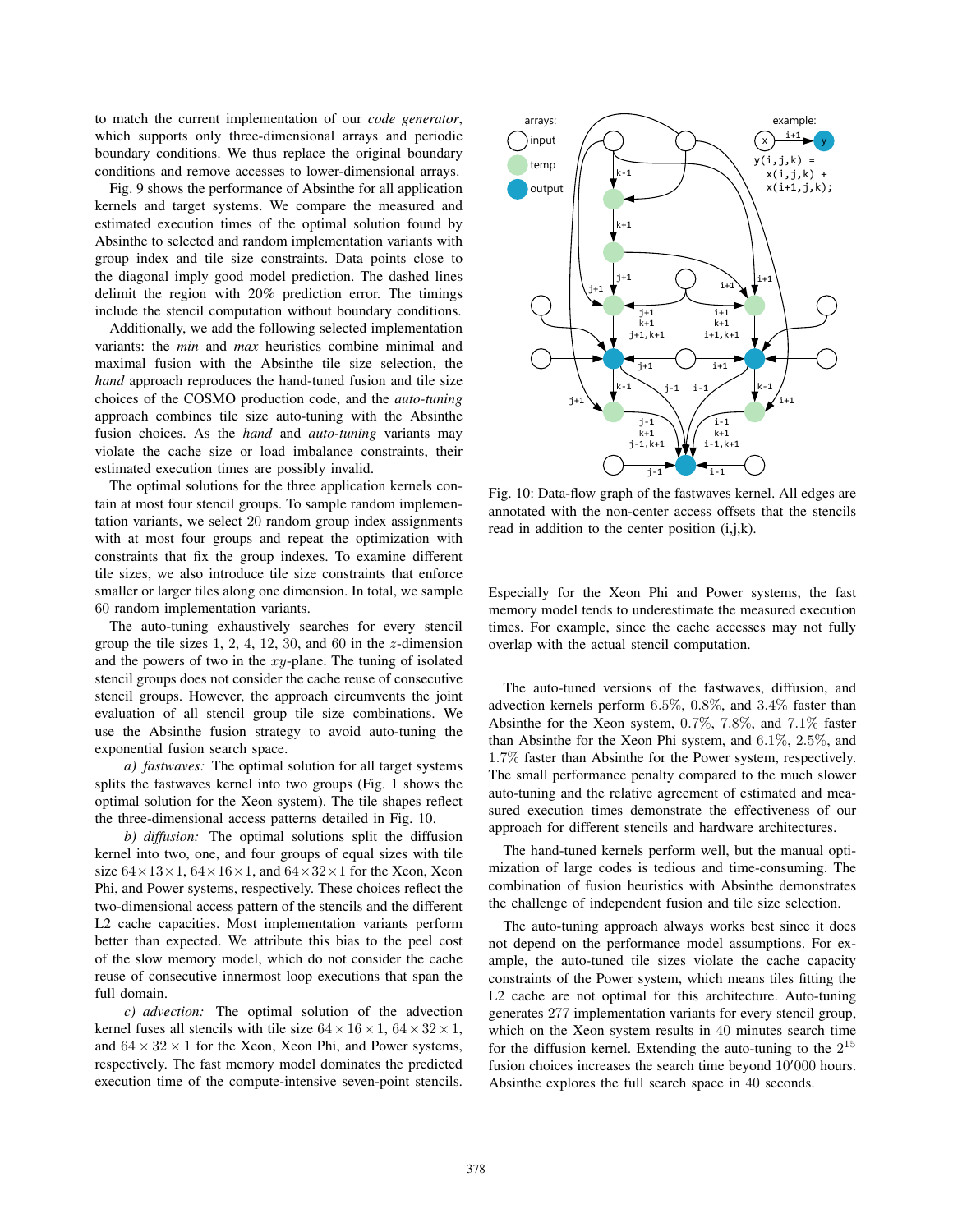to match the current implementation of our *code generator*, which supports only three-dimensional arrays and periodic boundary conditions. We thus replace the original boundary conditions and remove accesses to lower-dimensional arrays.

Fig. 9 shows the performance of Absinthe for all application kernels and target systems. We compare the measured and estimated execution times of the optimal solution found by Absinthe to selected and random implementation variants with group index and tile size constraints. Data points close to the diagonal imply good model prediction. The dashed lines delimit the region with 20% prediction error. The timings include the stencil computation without boundary conditions.

Additionally, we add the following selected implementation variants: the *min* and *max* heuristics combine minimal and maximal fusion with the Absinthe tile size selection, the *hand* approach reproduces the hand-tuned fusion and tile size choices of the COSMO production code, and the *auto-tuning* approach combines tile size auto-tuning with the Absinthe fusion choices. As the *hand* and *auto-tuning* variants may violate the cache size or load imbalance constraints, their estimated execution times are possibly invalid.

The optimal solutions for the three application kernels contain at most four stencil groups. To sample random implementation variants, we select 20 random group index assignments with at most four groups and repeat the optimization with constraints that fix the group indexes. To examine different tile sizes, we also introduce tile size constraints that enforce smaller or larger tiles along one dimension. In total, we sample 60 random implementation variants.

The auto-tuning exhaustively searches for every stencil group the tile sizes 1, 2, 4, 12, 30, and 60 in the $z$-dimension and the powers of two in the $xy$-plane. The tuning of isolated stencil groups does not consider the cache reuse of consecutive stencil groups. However, the approach circumvents the joint evaluation of all stencil group tile size combinations. We use the Absinthe fusion strategy to avoid auto-tuning the exponential fusion search space.

*a) fastwaves:* The optimal solution for all target systems splits the fastwaves kernel into two groups (Fig. 1 shows the optimal solution for the Xeon system). The tile shapes reflect the three-dimensional access patterns detailed in Fig. 10.

*b) diffusion:* The optimal solutions split the diffusion kernel into two, one, and four groups of equal sizes with tile size $64\times13\times1$, $64\times16\times1$, and $64\times32\times1$ for the Xeon, Xeon Phi, and Power systems, respectively. These choices reflect the two-dimensional access pattern of the stencils and the different L2 cache capacities. Most implementation variants perform better than expected. We attribute this bias to the peel cost of the slow memory model, which do not consider the cache reuse of consecutive innermost loop executions that span the full domain.

*c) advection:* The optimal solution of the advection kernel fuses all stencils with tile size $64\times16\times1$, $64\times32\times1$, and $64\times32\times1$ for the Xeon, Xeon Phi, and Power systems, respectively. The fast memory model dominates the predicted execution time of the compute-intensive seven-point stencils.

Fig. 10: Data-flow graph of the fastwaves kernel. All edges are annotated with the non-center access offsets that the stencils read in addition to the center position (i,j,k).

Especially for the Xeon Phi and Power systems, the fast memory model tends to underestimate the measured execution times. For example, since the cache accesses may not fully overlap with the actual stencil computation.

The auto-tuned versions of the fastwaves, diffusion, and advection kernels perform 6.5%, 0.8%, and 3.4% faster than Absinthe for the Xeon system, 0.7%, 7.8%, and 7.1% faster than Absinthe for the Xeon Phi system, and 6.1%, 2.5%, and 1.7% faster than Absinthe for the Power system, respectively. The small performance penalty compared to the much slower auto-tuning and the relative agreement of estimated and measured execution times demonstrate the effectiveness of our approach for different stencils and hardware architectures.

The hand-tuned kernels perform well, but the manual optimization of large codes is tedious and time-consuming. The combination of fusion heuristics with Absinthe demonstrates the challenge of independent fusion and tile size selection.

The auto-tuning approach always works best since it does not depend on the performance model assumptions. For example, the auto-tuned tile sizes violate the cache capacity constraints of the Power system, which means tiles fitting the L2 cache are not optimal for this architecture. Auto-tuning generates 277 implementation variants for every stencil group, which on the Xeon system results in 40 minutes search time for the diffusion kernel. Extending the auto-tuning to the $2^{15}$ fusion choices increases the search time beyond $10'000$ hours. Absinthe explores the full search space in 40 seconds.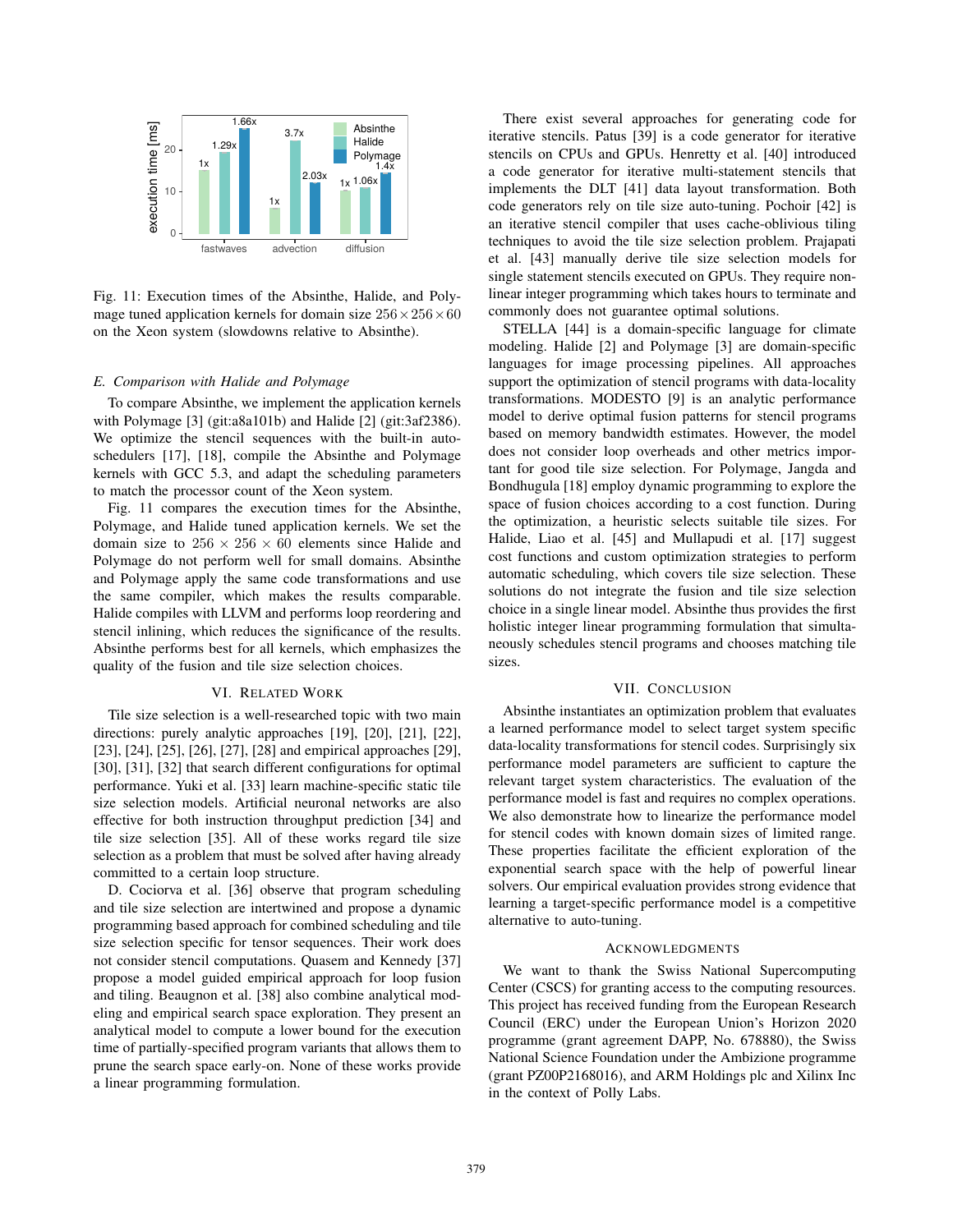Fig. 11: Execution times of the Absinthe, Halide, and Polymage tuned application kernels for domain size $256 \times 256 \times 60$ on the Xeon system (slowdowns relative to Absinthe).

### E. Comparison with Halide and Polymage

To compare Absinthe, we implement the application kernels with Polymage [3] (git:a8a101b) and Halide [2] (git:3af2386). We optimize the stencil sequences with the built-in auto-schedulers [17], [18], compile the Absinthe and Polymage kernels with GCC 5.3, and adapt the scheduling parameters to match the processor count of the Xeon system.

Fig. 11 compares the execution times for the Absinthe, Polymage, and Halide tuned application kernels. We set the domain size to $256 \times 256 \times 60$ elements since Halide and Polymage do not perform well for small domains. Absinthe and Polymage apply the same code transformations and use the same compiler, which makes the results comparable. Halide compiles with LLVM and performs loop reordering and stencil inlining, which reduces the significance of the results. Absinthe performs best for all kernels, which emphasizes the quality of the fusion and tile size selection choices.

## VI. Related Work

Tile size selection is a well-researched topic with two main directions: purely analytic approaches [19], [20], [21], [22], [23], [24], [25], [26], [27], [28] and empirical approaches [29], [30], [31], [32] that search different configurations for optimal performance. Yuki et al. [33] learn machine-specific static tile size selection models. Artificial neuronal networks are also effective for both instruction throughput prediction [34] and tile size selection [35]. All of these works regard tile size selection as a problem that must be solved after having already committed to a certain loop structure.

D. Cociorva et al. [36] observe that program scheduling and tile size selection are intertwined and propose a dynamic programming based approach for combined scheduling and tile size selection specific for tensor sequences. Their work does not consider stencil computations. Quasem and Kennedy [37] propose a model guided empirical approach for loop fusion and tiling. Beaugnon et al. [38] also combine analytical modeling and empirical search space exploration. They present an analytical model to compute a lower bound for the execution time of partially-specified program variants that allows them to prune the search space early-on. None of these works provide a linear programming formulation.

There exist several approaches for generating code for iterative stencils. Patus [39] is a code generator for iterative stencils on CPUs and GPUs. Henretty et al. [40] introduced a code generator for iterative multi-statement stencils that implements the DLT [41] data layout transformation. Both code generators rely on tile size auto-tuning. Pochoir [42] is an iterative stencil compiler that uses cache-oblivious tiling techniques to avoid the tile size selection problem. Prajapati et al. [43] manually derive tile size selection models for single statement stencils executed on GPUs. They require non-linear integer programming which takes hours to terminate and commonly does not guarantee optimal solutions.

STELLA [44] is a domain-specific language for climate modeling. Halide [2] and Polymage [3] are domain-specific languages for image processing pipelines. All approaches support the optimization of stencil programs with data-locality transformations. MODESTO [9] is an analytic performance model to derive optimal fusion patterns for stencil programs based on memory bandwidth estimates. However, the model does not consider loop overheads and other metrics important for good tile size selection. For Polymage, Jangda and Bondhugula [18] employ dynamic programming to explore the space of fusion choices according to a cost function. During the optimization, a heuristic selects suitable tile sizes. For Halide, Liao et al. [45] and Mullapudi et al. [17] suggest cost functions and custom optimization strategies to perform automatic scheduling, which covers tile size selection. These solutions do not integrate the fusion and tile size selection choice in a single linear model. Absinthe thus provides the first holistic integer linear programming formulation that simultaneously schedules stencil programs and chooses matching tile sizes.

## VII. Conclusion

Absinthe instantiates an optimization problem that evaluates a learned performance model to select target system specific data-locality transformations for stencil codes. Surprisingly six performance model parameters are sufficient to capture the relevant target system characteristics. The evaluation of the performance model is fast and requires no complex operations. We also demonstrate how to linearize the performance model for stencil codes with known domain sizes of limited range. These properties facilitate the efficient exploration of the exponential search space with the help of powerful linear solvers. Our empirical evaluation provides strong evidence that learning a target-specific performance model is a competitive alternative to auto-tuning.

## Acknowledgments

We want to thank the Swiss National Supercomputing Center (CSCS) for granting access to the computing resources. This project has received funding from the European Research Council (ERC) under the European Union's Horizon 2020 programme (grant agreement DAPP, No. 678880), the Swiss National Science Foundation under the Ambizione programme (grant PZ00P2168016), and ARM Holdings plc and Xilinx Inc in the context of Polly Labs.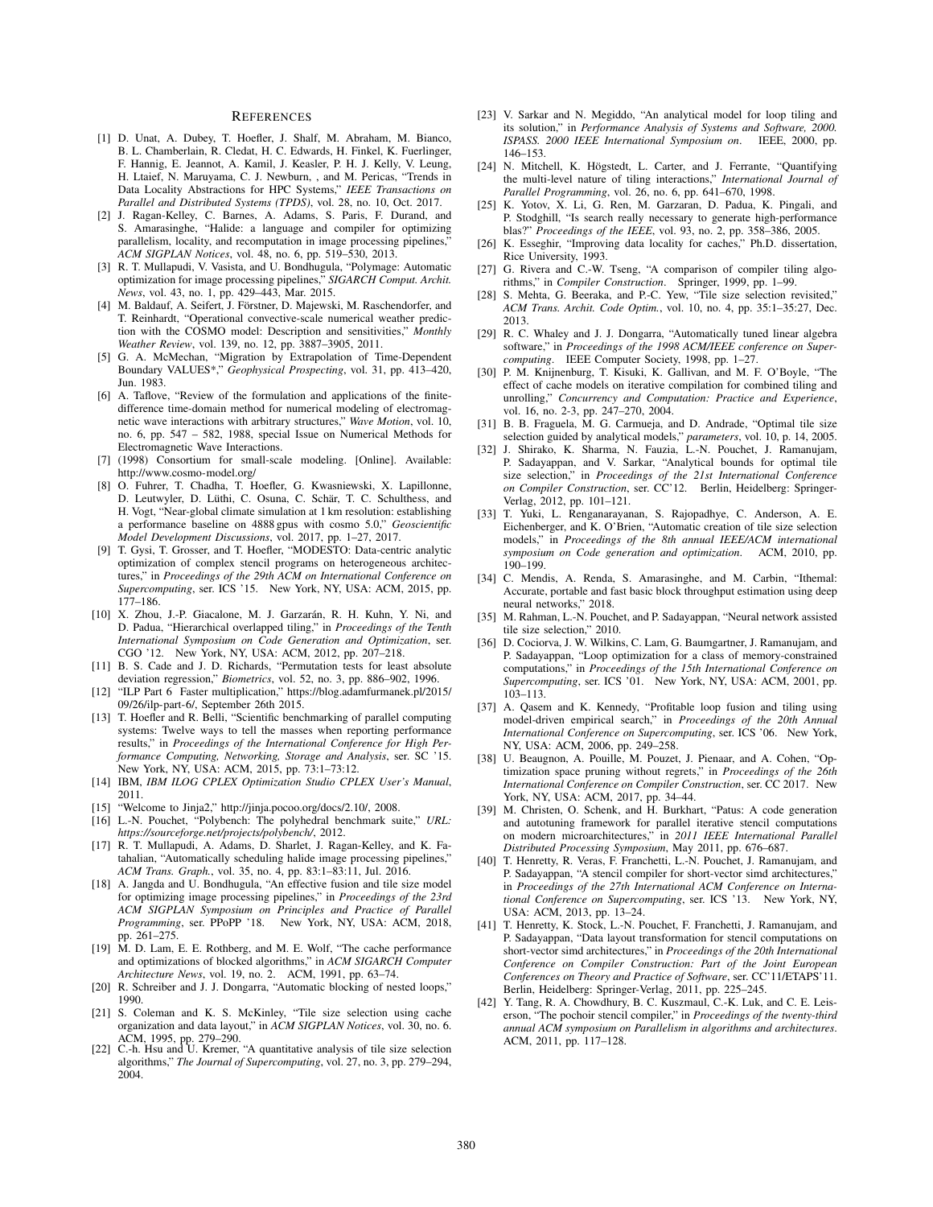# References

[1] D. Unat, A. Dubey, T. Hoefler, J. Shalf, M. Abraham, M. Bianco, B. L. Chamberlain, R. Cledat, H. C. Edwards, H. Finkel, K. Fuerlinger, F. Hannig, E. Jeannot, A. Kamil, J. Keasler, P. H. J. Kelly, V. Leung, H. Ltaief, N. Maruyama, C. J. Newburn, , and M. Pericas, "Trends in Data Locality Abstractions for HPC Systems," *IEEE Transactions on Parallel and Distributed Systems (TPDS)*, vol. 28, no. 10, Oct. 2017.

[2] J. Ragan-Kelley, C. Barnes, A. Adams, S. Paris, F. Durand, and S. Amarasinghe, "Halide: a language and compiler for optimizing parallelism, locality, and recomputation in image processing pipelines," *ACM SIGPLAN Notices*, vol. 48, no. 6, pp. 519–530, 2013.

[3] R. T. Mullapudi, V. Vasista, and U. Bondhugula, "Polymage: Automatic optimization for image processing pipelines," *SIGARCH Comput. Archit. News*, vol. 43, no. 1, pp. 429–443, Mar. 2015.

[4] M. Baldauf, A. Seifert, J. Förstner, D. Majewski, M. Raschendorfer, and T. Reinhardt, "Operational convective-scale numerical weather prediction with the COSMO model: Description and sensitivities," *Monthly Weather Review*, vol. 139, no. 12, pp. 3887–3905, 2011.

[5] G. A. McMechan, "Migration by Extrapolation of Time-Dependent Boundary VALUES*," *Geophysical Prospecting*, vol. 31, pp. 413–420, Jun. 1983.

[6] A. Taflove, "Review of the formulation and applications of the finite-difference time-domain method for numerical modeling of electromagnetic wave interactions with arbitrary structures," *Wave Motion*, vol. 10, no. 6, pp. 547 – 582, 1988, special Issue on Numerical Methods for Electromagnetic Wave Interactions.

[7] (1998) Consortium for small-scale modeling. [Online]. Available: http://www.cosmo-model.org/

[8] O. Fuhrer, T. Chadha, T. Hoefler, G. Kwasniewski, X. Lapillonne, D. Leutwyler, D. Lüthi, C. Osuna, C. Schär, T. C. Schulthess, and H. Vogt, "Near-global climate simulation at 1 km resolution: establishing a performance baseline on 4888 gpus with cosmo 5.0," *Geoscientific Model Development Discussions*, vol. 2017, pp. 1–27, 2017.

[9] T. Gysi, T. Grosser, and T. Hoefler, "MODESTO: Data-centric analytic optimization of complex stencil programs on heterogeneous architectures," in *Proceedings of the 29th ACM on International Conference on Supercomputing*, ser. ICS '15. New York, NY, USA: ACM, 2015, pp. 177–186.

[10] X. Zhou, J.-P. Giacalone, M. J. Garzarán, R. H. Kuhn, Y. Ni, and D. Padua, "Hierarchical overlapped tiling," in *Proceedings of the Tenth International Symposium on Code Generation and Optimization*, ser. CGO '12. New York, NY, USA: ACM, 2012, pp. 207–218.

[11] B. S. Cade and J. D. Richards, "Permutation tests for least absolute deviation regression," *Biometrics*, vol. 52, no. 3, pp. 886–902, 1996.

[12] "ILP Part 6 Faster multiplication," https://blog.adamfurmanek.pl/2015/09/26/ilp-part-6/, September 26th 2015.

[13] T. Hoefler and R. Belli, "Scientific benchmarking of parallel computing systems: Twelve ways to tell the masses when reporting performance results," in *Proceedings of the International Conference for High Performance Computing, Networking, Storage and Analysis*, ser. SC '15. New York, NY, USA: ACM, 2015, pp. 73:1–73:12.

[14] IBM, *IBM ILOG CPLEX Optimization Studio CPLEX User's Manual*, 2011.

[15] "Welcome to Jinja2," http://jinja.pocoo.org/docs/2.10/, 2008.

[16] L.-N. Pouchet, "Polybench: The polyhedral benchmark suite," *URL: https://sourceforge.net/projects/polybench/*, 2012.

[17] R. T. Mullapudi, A. Adams, D. Sharlet, J. Ragan-Kelley, and K. Fatahalian, "Automatically scheduling halide image processing pipelines," *ACM Trans. Graph.*, vol. 35, no. 4, pp. 83:1–83:11, Jul. 2016.

[18] A. Jangda and U. Bondhugula, "An effective fusion and tile size model for optimizing image processing pipelines," in *Proceedings of the 23rd ACM SIGPLAN Symposium on Principles and Practice of Parallel Programming*, ser. PPoPP '18. New York, NY, USA: ACM, 2018, pp. 261–275.

[19] M. D. Lam, E. E. Rothberg, and M. E. Wolf, "The cache performance and optimizations of blocked algorithms," in *ACM SIGARCH Computer Architecture News*, vol. 19, no. 2. ACM, 1991, pp. 63–74.

[20] R. Schreiber and J. J. Dongarra, "Automatic blocking of nested loops," 1990.

[21] S. Coleman and K. S. McKinley, "Tile size selection using cache organization and data layout," in *ACM SIGPLAN Notices*, vol. 30, no. 6. ACM, 1995, pp. 279–290.

[22] C.-h. Hsu and U. Kremer, "A quantitative analysis of tile size selection algorithms," *The Journal of Supercomputing*, vol. 27, no. 3, pp. 279–294, 2004.

[23] V. Sarkar and N. Megiddo, "An analytical model for loop tiling and its solution," in *Performance Analysis of Systems and Software, 2000. ISPASS. 2000 IEEE International Symposium on*. IEEE, 2000, pp. 146–153.

[24] N. Mitchell, K. Högstedt, L. Carter, and J. Ferrante, "Quantifying the multi-level nature of tiling interactions," *International Journal of Parallel Programming*, vol. 26, no. 6, pp. 641–670, 1998.

[25] K. Yotov, X. Li, G. Ren, M. Garzaran, D. Padua, K. Pingali, and P. Stodghill, "Is search really necessary to generate high-performance blas?" *Proceedings of the IEEE*, vol. 93, no. 2, pp. 358–386, 2005.

[26] K. Esseghir, "Improving data locality for caches," Ph.D. dissertation, Rice University, 1993.

[27] G. Rivera and C.-W. Tseng, "A comparison of compiler tiling algorithms," in *Compiler Construction*. Springer, 1999, pp. 1–99.

[28] S. Mehta, G. Beeraka, and P.-C. Yew, "Tile size selection revisited," *ACM Trans. Archit. Code Optim.*, vol. 10, no. 4, pp. 35:1–35:27, Dec. 2013.

[29] R. C. Whaley and J. J. Dongarra, "Automatically tuned linear algebra software," in *Proceedings of the 1998 ACM/IEEE conference on Supercomputing*. IEEE Computer Society, 1998, pp. 1–27.

[30] P. M. Knijnenburg, T. Kisuki, K. Gallivan, and M. F. O'Boyle, "The effect of cache models on iterative compilation for combined tiling and unrolling," *Concurrency and Computation: Practice and Experience*, vol. 16, no. 2-3, pp. 247–270, 2004.

[31] B. B. Fraguela, M. G. Carmueja, and D. Andrade, "Optimal tile size selection guided by analytical models," *parameters*, vol. 10, p. 14, 2005.

[32] J. Shirako, K. Sharma, N. Fauzia, L.-N. Pouchet, J. Ramanujam, P. Sadayappan, and V. Sarkar, "Analytical bounds for optimal tile size selection," in *Proceedings of the 21st International Conference on Compiler Construction*, ser. CC'12. Berlin, Heidelberg: Springer-Verlag, 2012, pp. 101–121.

[33] T. Yuki, L. Renganarayanan, S. Rajopadhye, C. Anderson, A. E. Eichenberger, and K. O'Brien, "Automatic creation of tile size selection models," in *Proceedings of the 8th annual IEEE/ACM international symposium on Code generation and optimization*. ACM, 2010, pp. 190–199.

[34] C. Mendis, A. Renda, S. Amarasinghe, and M. Carbin, "Ithemal: Accurate, portable and fast basic block throughput estimation using deep neural networks," 2018.

[35] M. Rahman, L.-N. Pouchet, and P. Sadayappan, "Neural network assisted tile size selection," 2010.

[36] D. Cociorva, J. W. Wilkins, C. Lam, G. Baumgartner, J. Ramanujam, and P. Sadayappan, "Loop optimization for a class of memory-constrained computations," in *Proceedings of the 15th International Conference on Supercomputing*, ser. ICS '01. New York, NY, USA: ACM, 2001, pp. 103–113.

[37] A. Qasem and K. Kennedy, "Profitable loop fusion and tiling using model-driven empirical search," in *Proceedings of the 20th Annual International Conference on Supercomputing*, ser. ICS '06. New York, NY, USA: ACM, 2006, pp. 249–258.

[38] U. Beaugnon, A. Pouille, M. Pouzet, J. Pienaar, and A. Cohen, "Optimization space pruning without regrets," in *Proceedings of the 26th International Conference on Compiler Construction*, ser. CC 2017. New York, NY, USA: ACM, 2017, pp. 34–44.

[39] M. Christen, O. Schenk, and H. Burkhart, "Patus: A code generation and autotuning framework for parallel iterative stencil computations on modern microarchitectures," in *2011 IEEE International Parallel Distributed Processing Symposium*, May 2011, pp. 676–687.

[40] T. Henretty, R. Veras, F. Franchetti, L.-N. Pouchet, J. Ramanujam, and P. Sadayappan, "A stencil compiler for short-vector simd architectures," in *Proceedings of the 27th International ACM Conference on International Conference on Supercomputing*, ser. ICS '13. New York, NY, USA: ACM, 2013, pp. 13–24.

[41] T. Henretty, K. Stock, L.-N. Pouchet, F. Franchetti, J. Ramanujam, and P. Sadayappan, "Data layout transformation for stencil computations on short-vector simd architectures," in *Proceedings of the 20th International Conference on Compiler Construction: Part of the Joint European Conferences on Theory and Practice of Software*, ser. CC'11/ETAPS'11. Berlin, Heidelberg: Springer-Verlag, 2011, pp. 225–245.

[42] Y. Tang, R. A. Chowdhury, B. C. Kuszmaul, C.-K. Luk, and C. E. Leiserson, "The pochoir stencil compiler," in *Proceedings of the twenty-third annual ACM symposium on Parallelism in algorithms and architectures*. ACM, 2011, pp. 117–128.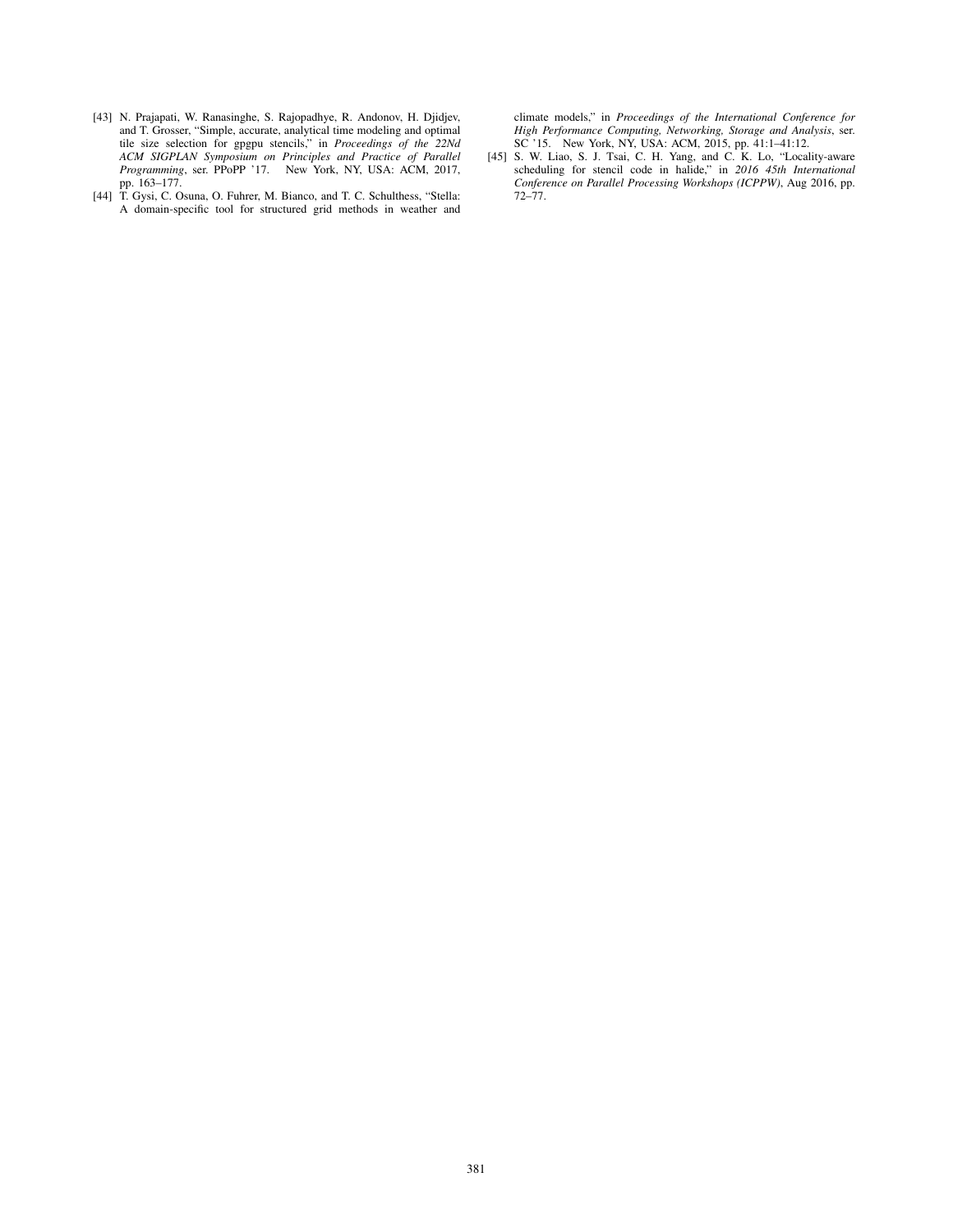[43] N. Prajapati, W. Ranasinghe, S. Rajopadhye, R. Andonov, H. Djidjev, and T. Grosser, "Simple, accurate, analytical time modeling and optimal tile size selection for gpgpu stencils," in *Proceedings of the 22Nd ACM SIGPLAN Symposium on Principles and Practice of Parallel Programming*, ser. PPoPP '17. New York, NY, USA: ACM, 2017, pp. 163–177.

[44] T. Gysi, C. Osuna, O. Fuhrer, M. Bianco, and T. C. Schulthess, "Stella: A domain-specific tool for structured grid methods in weather and climate models," in *Proceedings of the International Conference for High Performance Computing, Networking, Storage and Analysis*, ser. SC '15. New York, NY, USA: ACM, 2015, pp. 41:1–41:12.

[45] S. W. Liao, S. J. Tsai, C. H. Yang, and C. K. Lo, "Locality-aware scheduling for stencil code in halide," in *2016 45th International Conference on Parallel Processing Workshops (ICPPW)*, Aug 2016, pp. 72–77.